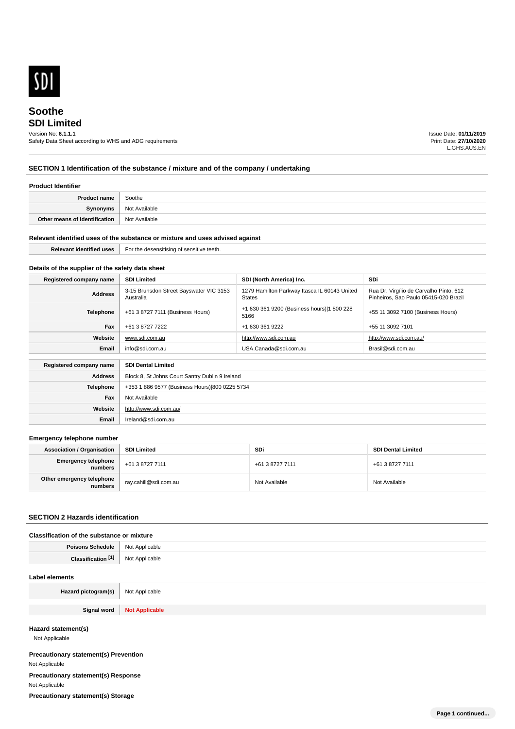SDI

# Soothe

## SDI Limited

Version No: **6.1.1.1**
Safety Data Sheet according to WHS and ADG requirements

Issue Date: **01/11/2019**
Print Date: **27/10/2020**
L.GHS.AUS.EN

## SECTION 1 Identification of the substance / mixture and of the company / undertaking

### Product Identifier

| | |
|---|---|
| **Product name** | Soothe |
| **Synonyms** | Not Available |
| **Other means of identification** | Not Available |

### Relevant identified uses of the substance or mixture and uses advised against

| | |
|---|---|
| **Relevant identified uses** | For the desensitising of sensitive teeth. |

### Details of the supplier of the safety data sheet

| **Registered company name** | **SDI Limited** | **SDI (North America) Inc.** | **SDi** |
|---|---|---|---|
| **Address** | 3-15 Brunsdon Street Bayswater VIC 3153 Australia | 1279 Hamilton Parkway Itasca IL 60143 United States | Rua Dr. Virgílio de Carvalho Pinto, 612 Pinheiros, Sao Paulo 05415-020 Brazil |
| **Telephone** | +61 3 8727 7111 (Business Hours) | +1 630 361 9200 (Business hours)\|1 800 228 5166 | +55 11 3092 7100 (Business Hours) |
| **Fax** | +61 3 8727 7222 | +1 630 361 9222 | +55 11 3092 7101 |
| **Website** | www.sdi.com.au | http://www.sdi.com.au | http://www.sdi.com.au/ |
| **Email** | info@sdi.com.au | USA.Canada@sdi.com.au | Brasil@sdi.com.au |

| **Registered company name** | **SDI Dental Limited** |
|---|---|
| **Address** | Block 8, St Johns Court Santry Dublin 9 Ireland |
| **Telephone** | +353 1 886 9577 (Business Hours)\|800 0225 5734 |
| **Fax** | Not Available |
| **Website** | http://www.sdi.com.au/ |
| **Email** | Ireland@sdi.com.au |

### Emergency telephone number

| **Association / Organisation** | **SDI Limited** | **SDi** | **SDI Dental Limited** |
|---|---|---|---|
| **Emergency telephone numbers** | +61 3 8727 7111 | +61 3 8727 7111 | +61 3 8727 7111 |
| **Other emergency telephone numbers** | ray.cahill@sdi.com.au | Not Available | Not Available |

## SECTION 2 Hazards identification

### Classification of the substance or mixture

| | |
|---|---|
| **Poisons Schedule** | Not Applicable |
| **Classification [1]** | Not Applicable |

### Label elements

| | |
|---|---|
| **Hazard pictogram(s)** | Not Applicable |
| **Signal word** | **Not Applicable** |

### Hazard statement(s)

Not Applicable

### Precautionary statement(s) Prevention

Not Applicable

### Precautionary statement(s) Response

Not Applicable

### Precautionary statement(s) Storage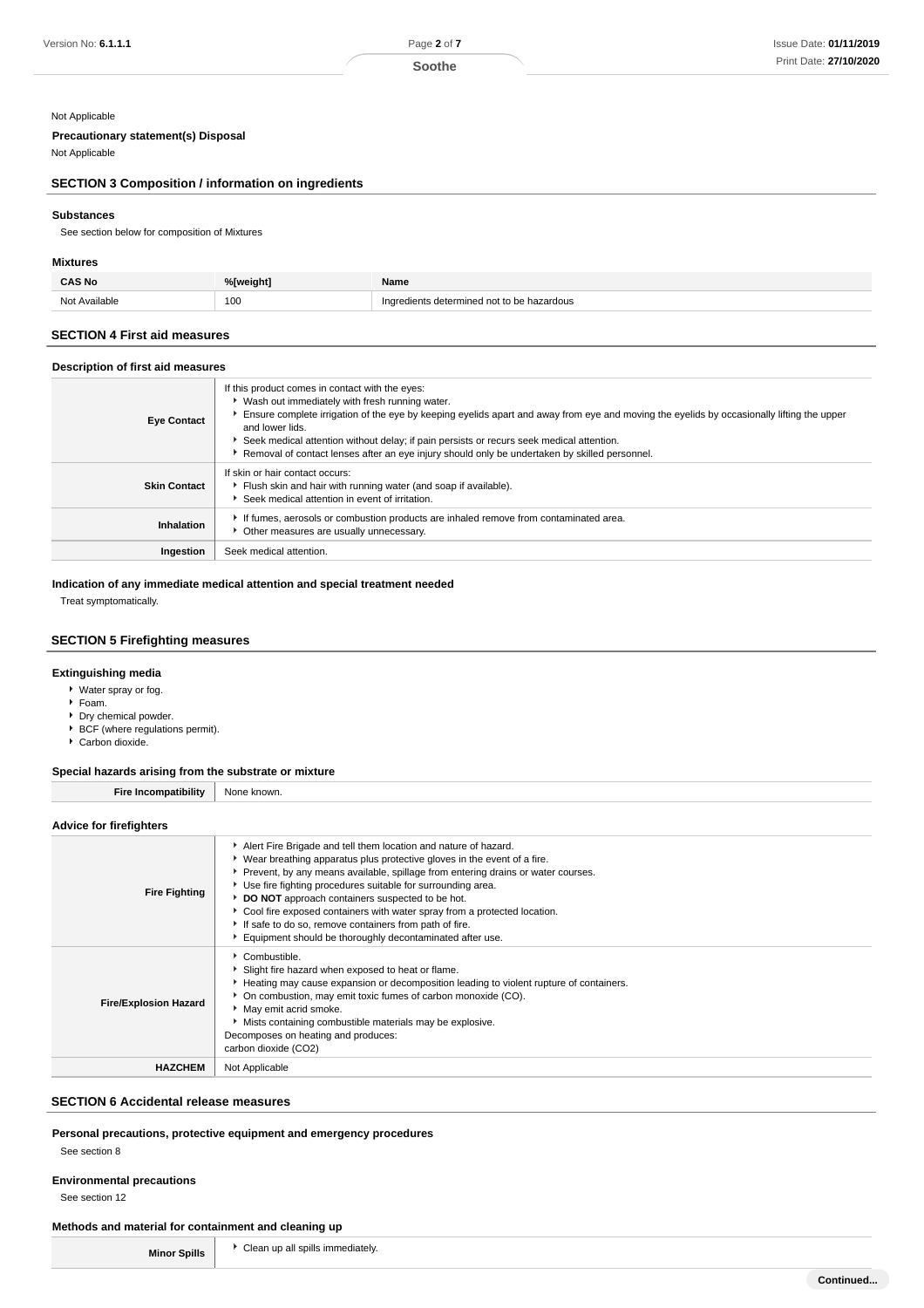Not Applicable

**Precautionary statement(s) Disposal**

Not Applicable

## SECTION 3 Composition / information on ingredients

### Substances

See section below for composition of Mixtures

### Mixtures

| CAS No | %[weight] | Name |
|---|---|---|
| Not Available | 100 | Ingredients determined not to be hazardous |

## SECTION 4 First aid measures

### Description of first aid measures

| | |
|---|---|
| **Eye Contact** | If this product comes in contact with the eyes:<br>▶ Wash out immediately with fresh running water.<br>▶ Ensure complete irrigation of the eye by keeping eyelids apart and away from eye and moving the eyelids by occasionally lifting the upper and lower lids.<br>▶ Seek medical attention without delay; if pain persists or recurs seek medical attention.<br>▶ Removal of contact lenses after an eye injury should only be undertaken by skilled personnel. |
| **Skin Contact** | If skin or hair contact occurs:<br>▶ Flush skin and hair with running water (and soap if available).<br>▶ Seek medical attention in event of irritation. |
| **Inhalation** | ▶ If fumes, aerosols or combustion products are inhaled remove from contaminated area.<br>▶ Other measures are usually unnecessary. |
| **Ingestion** | Seek medical attention. |

### Indication of any immediate medical attention and special treatment needed

Treat symptomatically.

## SECTION 5 Firefighting measures

### Extinguishing media

- Water spray or fog.
- Foam.
- Dry chemical powder.
- BCF (where regulations permit).
- Carbon dioxide.

### Special hazards arising from the substrate or mixture

| | |
|---|---|
| **Fire Incompatibility** | None known. |

### Advice for firefighters

| | |
|---|---|
| **Fire Fighting** | ▶ Alert Fire Brigade and tell them location and nature of hazard.<br>▶ Wear breathing apparatus plus protective gloves in the event of a fire.<br>▶ Prevent, by any means available, spillage from entering drains or water courses.<br>▶ Use fire fighting procedures suitable for surrounding area.<br>▶ **DO NOT** approach containers suspected to be hot.<br>▶ Cool fire exposed containers with water spray from a protected location.<br>▶ If safe to do so, remove containers from path of fire.<br>▶ Equipment should be thoroughly decontaminated after use. |
| **Fire/Explosion Hazard** | ▶ Combustible.<br>▶ Slight fire hazard when exposed to heat or flame.<br>▶ Heating may cause expansion or decomposition leading to violent rupture of containers.<br>▶ On combustion, may emit toxic fumes of carbon monoxide (CO).<br>▶ May emit acrid smoke.<br>▶ Mists containing combustible materials may be explosive.<br>Decomposes on heating and produces:<br>carbon dioxide ($CO_2$) |
| **HAZCHEM** | Not Applicable |

## SECTION 6 Accidental release measures

### Personal precautions, protective equipment and emergency procedures

See section 8

### Environmental precautions

See section 12

### Methods and material for containment and cleaning up

| | |
|---|---|
| **Minor Spills** | ▶ Clean up all spills immediately. |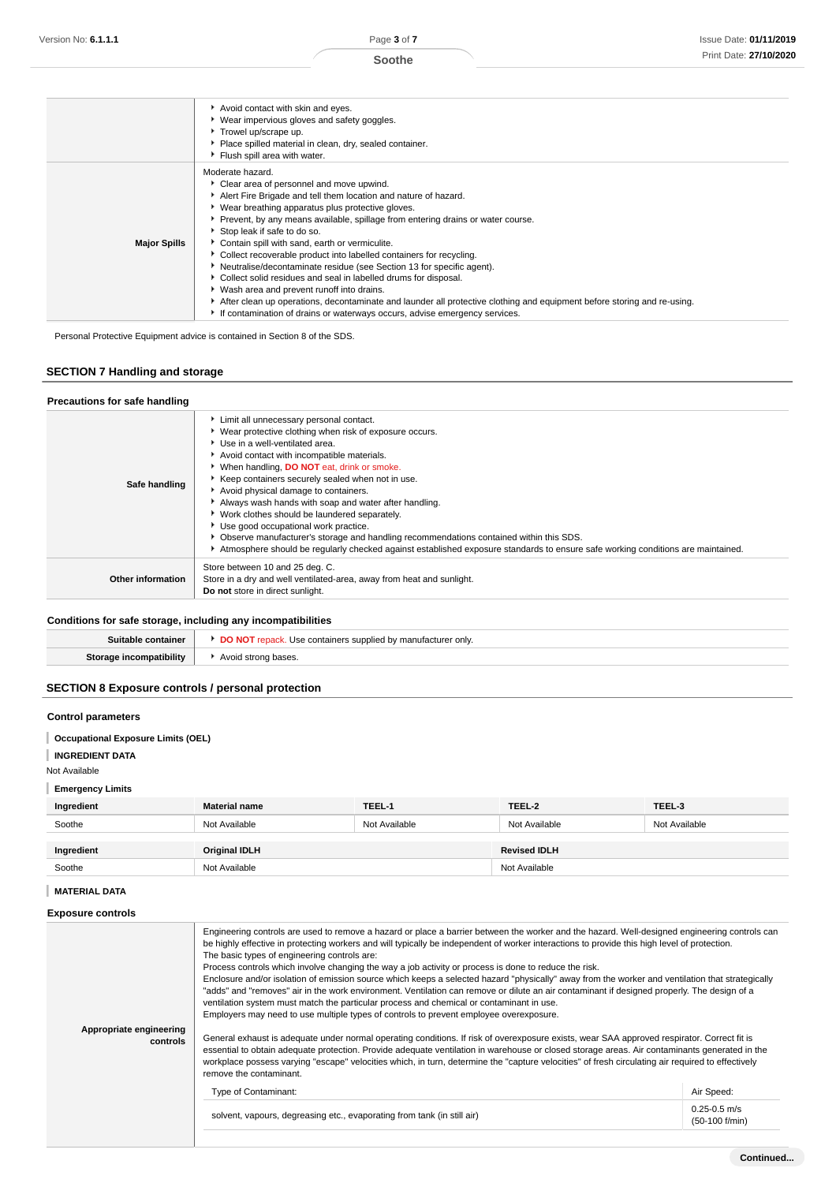| | |
|---|---|
| | ▸ Avoid contact with skin and eyes.<br>▸ Wear impervious gloves and safety goggles.<br>▸ Trowel up/scrape up.<br>▸ Place spilled material in clean, dry, sealed container.<br>▸ Flush spill area with water. |
| **Major Spills** | Moderate hazard.<br>▸ Clear area of personnel and move upwind.<br>▸ Alert Fire Brigade and tell them location and nature of hazard.<br>▸ Wear breathing apparatus plus protective gloves.<br>▸ Prevent, by any means available, spillage from entering drains or water course.<br>▸ Stop leak if safe to do so.<br>▸ Contain spill with sand, earth or vermiculite.<br>▸ Collect recoverable product into labelled containers for recycling.<br>▸ Neutralise/decontaminate residue (see Section 13 for specific agent).<br>▸ Collect solid residues and seal in labelled drums for disposal.<br>▸ Wash area and prevent runoff into drains.<br>▸ After clean up operations, decontaminate and launder all protective clothing and equipment before storing and re-using.<br>▸ If contamination of drains or waterways occurs, advise emergency services. |

Personal Protective Equipment advice is contained in Section 8 of the SDS.

## SECTION 7 Handling and storage

### Precautions for safe handling

| | |
|---|---|
| **Safe handling** | ▸ Limit all unnecessary personal contact.<br>▸ Wear protective clothing when risk of exposure occurs.<br>▸ Use in a well-ventilated area.<br>▸ Avoid contact with incompatible materials.<br>▸ When handling, **DO NOT** eat, drink or smoke.<br>▸ Keep containers securely sealed when not in use.<br>▸ Avoid physical damage to containers.<br>▸ Always wash hands with soap and water after handling.<br>▸ Work clothes should be laundered separately.<br>▸ Use good occupational work practice.<br>▸ Observe manufacturer's storage and handling recommendations contained within this SDS.<br>▸ Atmosphere should be regularly checked against established exposure standards to ensure safe working conditions are maintained. |
| **Other information** | Store between 10 and 25 deg. C.<br>Store in a dry and well ventilated-area, away from heat and sunlight.<br>**Do not** store in direct sunlight. |

### Conditions for safe storage, including any incompatibilities

| | |
|---|---|
| **Suitable container** | ▸ **DO NOT** repack. Use containers supplied by manufacturer only. |
| **Storage incompatibility** | ▸ Avoid strong bases. |

## SECTION 8 Exposure controls / personal protection

### Control parameters

**Occupational Exposure Limits (OEL)**

**INGREDIENT DATA**

Not Available

**Emergency Limits**

| Ingredient | Material name | TEEL-1 | TEEL-2 | TEEL-3 |
|---|---|---|---|---|
| Soothe | Not Available | Not Available | Not Available | Not Available |

| Ingredient | Original IDLH | Revised IDLH |
|---|---|---|
| Soothe | Not Available | Not Available |

**MATERIAL DATA**

### Exposure controls

| | |
|---|---|
| **Appropriate engineering controls** | Engineering controls are used to remove a hazard or place a barrier between the worker and the hazard. Well-designed engineering controls can be highly effective in protecting workers and will typically be independent of worker interactions to provide this high level of protection.<br>The basic types of engineering controls are:<br>Process controls which involve changing the way a job activity or process is done to reduce the risk.<br>Enclosure and/or isolation of emission source which keeps a selected hazard "physically" away from the worker and ventilation that strategically "adds" and "removes" air in the work environment. Ventilation can remove or dilute an air contaminant if designed properly. The design of a ventilation system must match the particular process and chemical or contaminant in use.<br>Employers may need to use multiple types of controls to prevent employee overexposure.<br><br>General exhaust is adequate under normal operating conditions. If risk of overexposure exists, wear SAA approved respirator. Correct fit is essential to obtain adequate protection. Provide adequate ventilation in warehouse or closed storage areas. Air contaminants generated in the workplace possess varying "escape" velocities which, in turn, determine the "capture velocities" of fresh circulating air required to effectively remove the contaminant. |

| Type of Contaminant: | Air Speed: |
|---|---|
| solvent, vapours, degreasing etc., evaporating from tank (in still air) | 0.25-0.5 m/s (50-100 f/min) |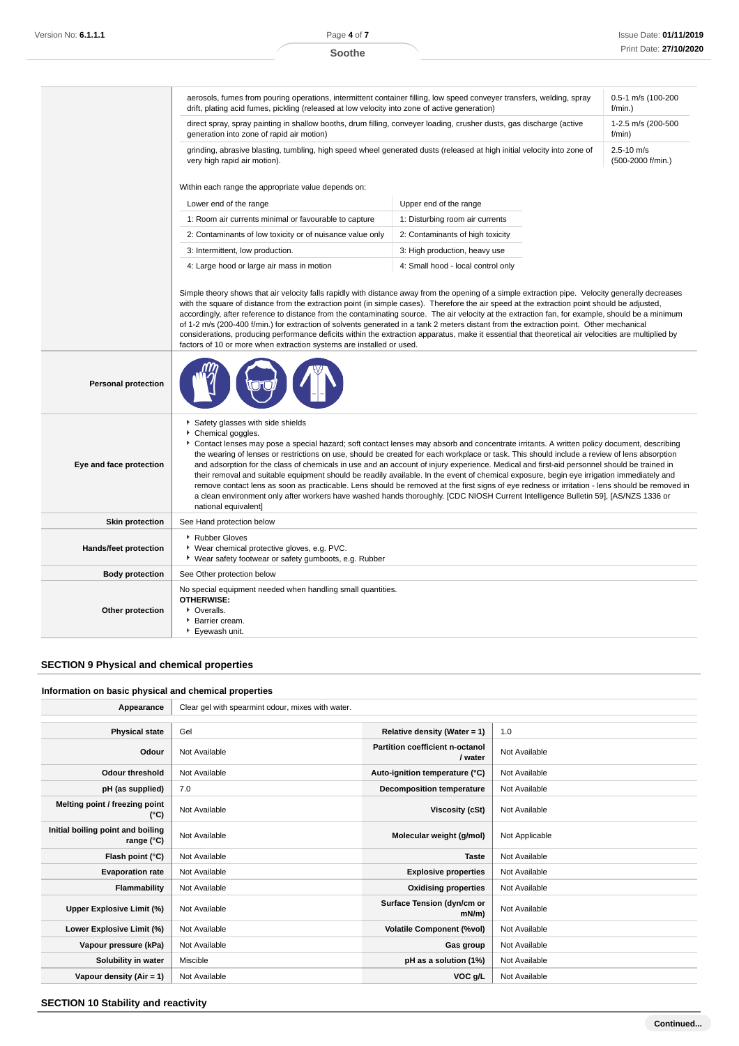| | | |
|---|---|---|
| | aerosols, fumes from pouring operations, intermittent container filling, low speed conveyer transfers, welding, spray drift, plating acid fumes, pickling (released at low velocity into zone of active generation) | 0.5-1 m/s (100-200 f/min.) |
| | direct spray, spray painting in shallow booths, drum filling, conveyer loading, crusher dusts, gas discharge (active generation into zone of rapid air motion) | 1-2.5 m/s (200-500 f/min) |
| | grinding, abrasive blasting, tumbling, high speed wheel generated dusts (released at high initial velocity into zone of very high rapid air motion). | 2.5-10 m/s (500-2000 f/min.) |

Within each range the appropriate value depends on:

| Lower end of the range | Upper end of the range |
|---|---|
| 1: Room air currents minimal or favourable to capture | 1: Disturbing room air currents |
| 2: Contaminants of low toxicity or of nuisance value only | 2: Contaminants of high toxicity |
| 3: Intermittent, low production. | 3: High production, heavy use |
| 4: Large hood or large air mass in motion | 4: Small hood - local control only |

Simple theory shows that air velocity falls rapidly with distance away from the opening of a simple extraction pipe. Velocity generally decreases with the square of distance from the extraction point (in simple cases). Therefore the air speed at the extraction point should be adjusted, accordingly, after reference to distance from the contaminating source. The air velocity at the extraction fan, for example, should be a minimum of 1-2 m/s (200-400 f/min.) for extraction of solvents generated in a tank 2 meters distant from the extraction point. Other mechanical considerations, producing performance deficits within the extraction apparatus, make it essential that theoretical air velocities are multiplied by factors of 10 or more when extraction systems are installed or used.

| | |
|---|---|
| **Personal protection** | |
| **Eye and face protection** | Safety glasses with side shields<br>Chemical goggles.<br>Contact lenses may pose a special hazard; soft contact lenses may absorb and concentrate irritants. A written policy document, describing the wearing of lenses or restrictions on use, should be created for each workplace or task. This should include a review of lens absorption and adsorption for the class of chemicals in use and an account of injury experience. Medical and first-aid personnel should be trained in their removal and suitable equipment should be readily available. In the event of chemical exposure, begin eye irrigation immediately and remove contact lens as soon as practicable. Lens should be removed at the first signs of eye redness or irritation - lens should be removed in a clean environment only after workers have washed hands thoroughly. [CDC NIOSH Current Intelligence Bulletin 59], [AS/NZS 1336 or national equivalent] |
| **Skin protection** | See Hand protection below |
| **Hands/feet protection** | Rubber Gloves<br>Wear chemical protective gloves, e.g. PVC.<br>Wear safety footwear or safety gumboots, e.g. Rubber |
| **Body protection** | See Other protection below |
| **Other protection** | No special equipment needed when handling small quantities.<br>**OTHERWISE:**<br>Overalls.<br>Barrier cream.<br>Eyewash unit. |

## SECTION 9 Physical and chemical properties

### Information on basic physical and chemical properties

| | | | |
|---|---|---|---|
| **Appearance** | Clear gel with spearmint odour, mixes with water. | | |
| **Physical state** | Gel | **Relative density (Water = 1)** | 1.0 |
| **Odour** | Not Available | **Partition coefficient n-octanol / water** | Not Available |
| **Odour threshold** | Not Available | **Auto-ignition temperature (°C)** | Not Available |
| **pH (as supplied)** | 7.0 | **Decomposition temperature** | Not Available |
| **Melting point / freezing point (°C)** | Not Available | **Viscosity (cSt)** | Not Available |
| **Initial boiling point and boiling range (°C)** | Not Available | **Molecular weight (g/mol)** | Not Applicable |
| **Flash point (°C)** | Not Available | **Taste** | Not Available |
| **Evaporation rate** | Not Available | **Explosive properties** | Not Available |
| **Flammability** | Not Available | **Oxidising properties** | Not Available |
| **Upper Explosive Limit (%)** | Not Available | **Surface Tension (dyn/cm or mN/m)** | Not Available |
| **Lower Explosive Limit (%)** | Not Available | **Volatile Component (%vol)** | Not Available |
| **Vapour pressure (kPa)** | Not Available | **Gas group** | Not Available |
| **Solubility in water** | Miscible | **pH as a solution (1%)** | Not Available |
| **Vapour density (Air = 1)** | Not Available | **VOC g/L** | Not Available |

## SECTION 10 Stability and reactivity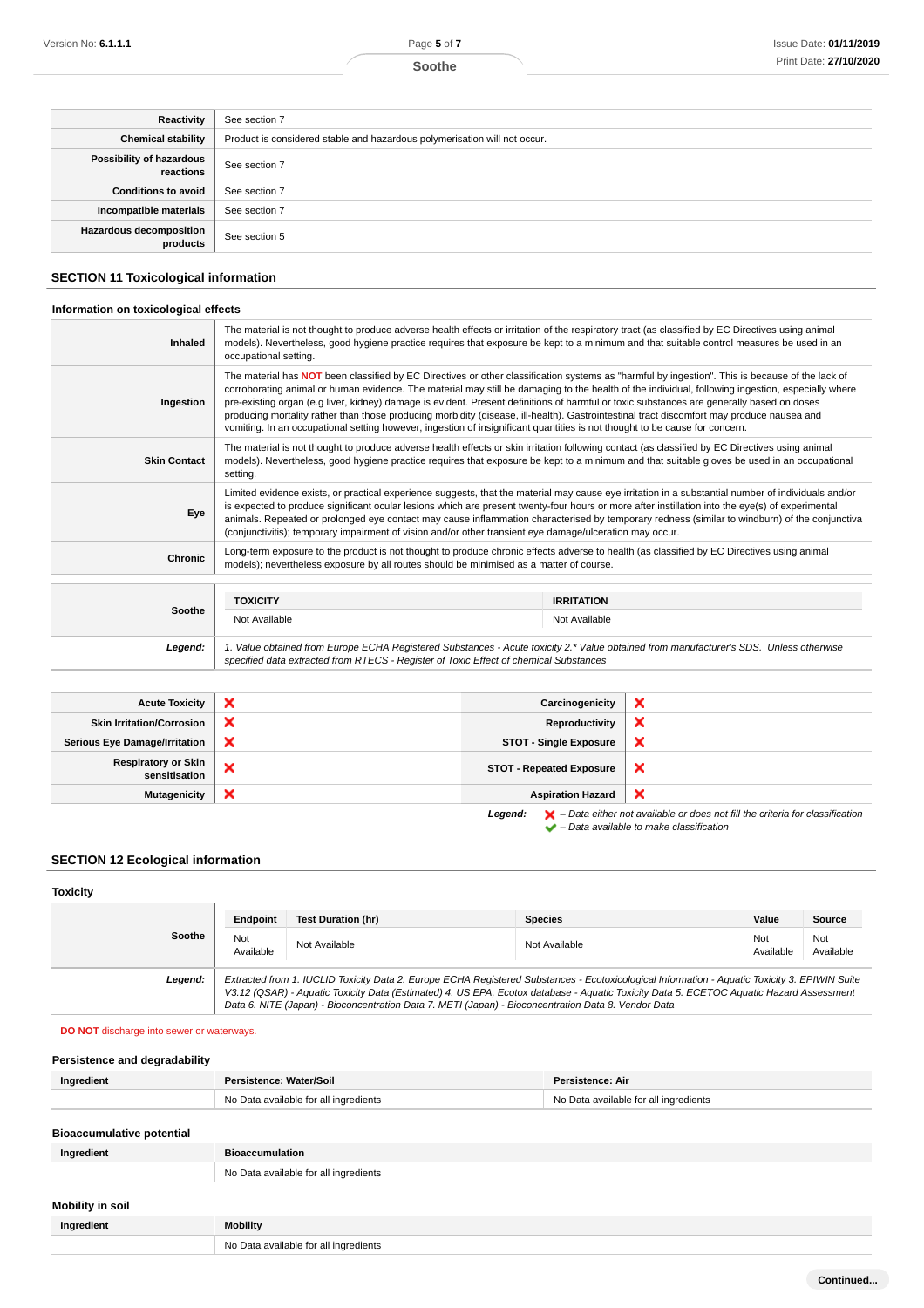| | |
|---|---|
| **Reactivity** | See section 7 |
| **Chemical stability** | Product is considered stable and hazardous polymerisation will not occur. |
| **Possibility of hazardous reactions** | See section 7 |
| **Conditions to avoid** | See section 7 |
| **Incompatible materials** | See section 7 |
| **Hazardous decomposition products** | See section 5 |

## SECTION 11 Toxicological information

### Information on toxicological effects

| | |
|---|---|
| **Inhaled** | The material is not thought to produce adverse health effects or irritation of the respiratory tract (as classified by EC Directives using animal models). Nevertheless, good hygiene practice requires that exposure be kept to a minimum and that suitable control measures be used in an occupational setting. |
| **Ingestion** | The material has **NOT** been classified by EC Directives or other classification systems as "harmful by ingestion". This is because of the lack of corroborating animal or human evidence. The material may still be damaging to the health of the individual, following ingestion, especially where pre-existing organ (e.g liver, kidney) damage is evident. Present definitions of harmful or toxic substances are generally based on doses producing mortality rather than those producing morbidity (disease, ill-health). Gastrointestinal tract discomfort may produce nausea and vomiting. In an occupational setting however, ingestion of insignificant quantities is not thought to be cause for concern. |
| **Skin Contact** | The material is not thought to produce adverse health effects or skin irritation following contact (as classified by EC Directives using animal models). Nevertheless, good hygiene practice requires that exposure be kept to a minimum and that suitable gloves be used in an occupational setting. |
| **Eye** | Limited evidence exists, or practical experience suggests, that the material may cause eye irritation in a substantial number of individuals and/or is expected to produce significant ocular lesions which are present twenty-four hours or more after instillation into the eye(s) of experimental animals. Repeated or prolonged eye contact may cause inflammation characterised by temporary redness (similar to windburn) of the conjunctiva (conjunctivitis); temporary impairment of vision and/or other transient eye damage/ulceration may occur. |
| **Chronic** | Long-term exposure to the product is not thought to produce chronic effects adverse to health (as classified by EC Directives using animal models); nevertheless exposure by all routes should be minimised as a matter of course. |

| | TOXICITY | IRRITATION |
|---|---|---|
| **Soothe** | Not Available | Not Available |
| ***Legend:*** | *1. Value obtained from Europe ECHA Registered Substances - Acute toxicity 2.\* Value obtained from manufacturer's SDS. Unless otherwise specified data extracted from RTECS - Register of Toxic Effect of chemical Substances* | |

| | | | |
|---|---|---|---|
| **Acute Toxicity** | ❌ | **Carcinogenicity** | ❌ |
| **Skin Irritation/Corrosion** | ❌ | **Reproductivity** | ❌ |
| **Serious Eye Damage/Irritation** | ❌ | **STOT - Single Exposure** | ❌ |
| **Respiratory or Skin sensitisation** | ❌ | **STOT - Repeated Exposure** | ❌ |
| **Mutagenicity** | ❌ | **Aspiration Hazard** | ❌ |

***Legend:*** ❌ *– Data either not available or does not fill the criteria for classification*
✔ *– Data available to make classification*

## SECTION 12 Ecological information

### Toxicity

| | Endpoint | Test Duration (hr) | Species | Value | Source |
|---|---|---|---|---|---|
| **Soothe** | Not Available | Not Available | Not Available | Not Available | Not Available |
| ***Legend:*** | *Extracted from 1. IUCLID Toxicity Data 2. Europe ECHA Registered Substances - Ecotoxicological Information - Aquatic Toxicity 3. EPIWIN Suite V3.12 (QSAR) - Aquatic Toxicity Data (Estimated) 4. US EPA, Ecotox database - Aquatic Toxicity Data 5. ECETOC Aquatic Hazard Assessment Data 6. NITE (Japan) - Bioconcentration Data 7. METI (Japan) - Bioconcentration Data 8. Vendor Data* | | | | |

**DO NOT** discharge into sewer or waterways.

### Persistence and degradability

| Ingredient | Persistence: Water/Soil | Persistence: Air |
|---|---|---|
| | No Data available for all ingredients | No Data available for all ingredients |

### Bioaccumulative potential

| Ingredient | Bioaccumulation |
|---|---|
| | No Data available for all ingredients |

### Mobility in soil

| Ingredient | Mobility |
|---|---|
| | No Data available for all ingredients |

Continued...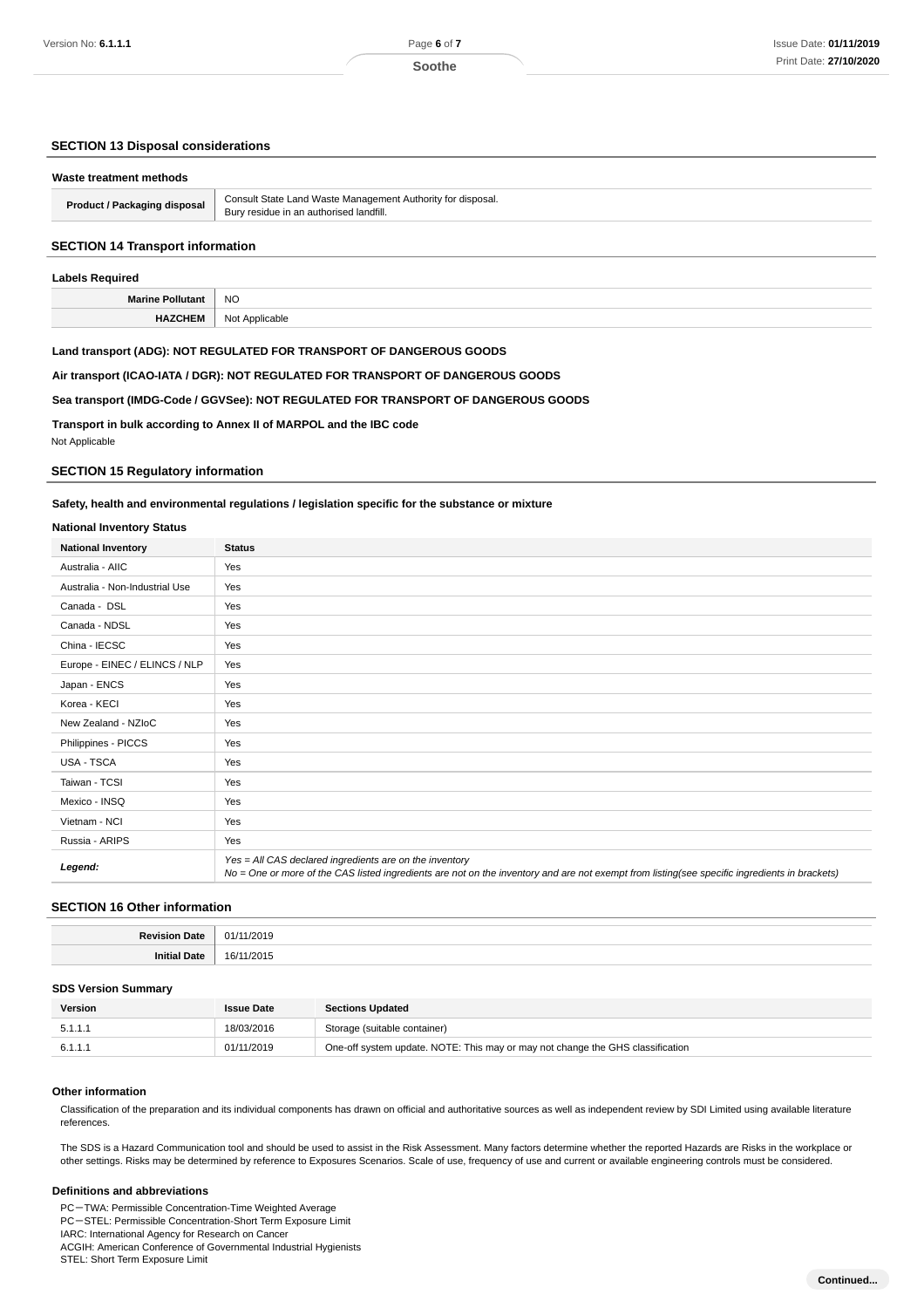## SECTION 13 Disposal considerations

### Waste treatment methods

| | |
|---|---|
| **Product / Packaging disposal** | Consult State Land Waste Management Authority for disposal.<br>Bury residue in an authorised landfill. |

## SECTION 14 Transport information

### Labels Required

| | |
|---|---|
| **Marine Pollutant** | NO |
| **HAZCHEM** | Not Applicable |

**Land transport (ADG): NOT REGULATED FOR TRANSPORT OF DANGEROUS GOODS**

**Air transport (ICAO-IATA / DGR): NOT REGULATED FOR TRANSPORT OF DANGEROUS GOODS**

**Sea transport (IMDG-Code / GGVSee): NOT REGULATED FOR TRANSPORT OF DANGEROUS GOODS**

**Transport in bulk according to Annex II of MARPOL and the IBC code**

Not Applicable

## SECTION 15 Regulatory information

**Safety, health and environmental regulations / legislation specific for the substance or mixture**

### National Inventory Status

| National Inventory | Status |
|---|---|
| Australia - AIIC | Yes |
| Australia - Non-Industrial Use | Yes |
| Canada - DSL | Yes |
| Canada - NDSL | Yes |
| China - IECSC | Yes |
| Europe - EINEC / ELINCS / NLP | Yes |
| Japan - ENCS | Yes |
| Korea - KECI | Yes |
| New Zealand - NZIoC | Yes |
| Philippines - PICCS | Yes |
| USA - TSCA | Yes |
| Taiwan - TCSI | Yes |
| Mexico - INSQ | Yes |
| Vietnam - NCI | Yes |
| Russia - ARIPS | Yes |
| ***Legend:*** | *Yes = All CAS declared ingredients are on the inventory*<br>*No = One or more of the CAS listed ingredients are not on the inventory and are not exempt from listing(see specific ingredients in brackets)* |

## SECTION 16 Other information

| | |
|---|---|
| **Revision Date** | 01/11/2019 |
| **Initial Date** | 16/11/2015 |

### SDS Version Summary

| Version | Issue Date | Sections Updated |
|---|---|---|
| 5.1.1.1 | 18/03/2016 | Storage (suitable container) |
| 6.1.1.1 | 01/11/2019 | One-off system update. NOTE: This may or may not change the GHS classification |

### Other information

Classification of the preparation and its individual components has drawn on official and authoritative sources as well as independent review by SDI Limited using available literature references.

The SDS is a Hazard Communication tool and should be used to assist in the Risk Assessment. Many factors determine whether the reported Hazards are Risks in the workplace or other settings. Risks may be determined by reference to Exposures Scenarios. Scale of use, frequency of use and current or available engineering controls must be considered.

### Definitions and abbreviations

PC－TWA: Permissible Concentration-Time Weighted Average
PC－STEL: Permissible Concentration-Short Term Exposure Limit
IARC: International Agency for Research on Cancer
ACGIH: American Conference of Governmental Industrial Hygienists
STEL: Short Term Exposure Limit

**Continued...**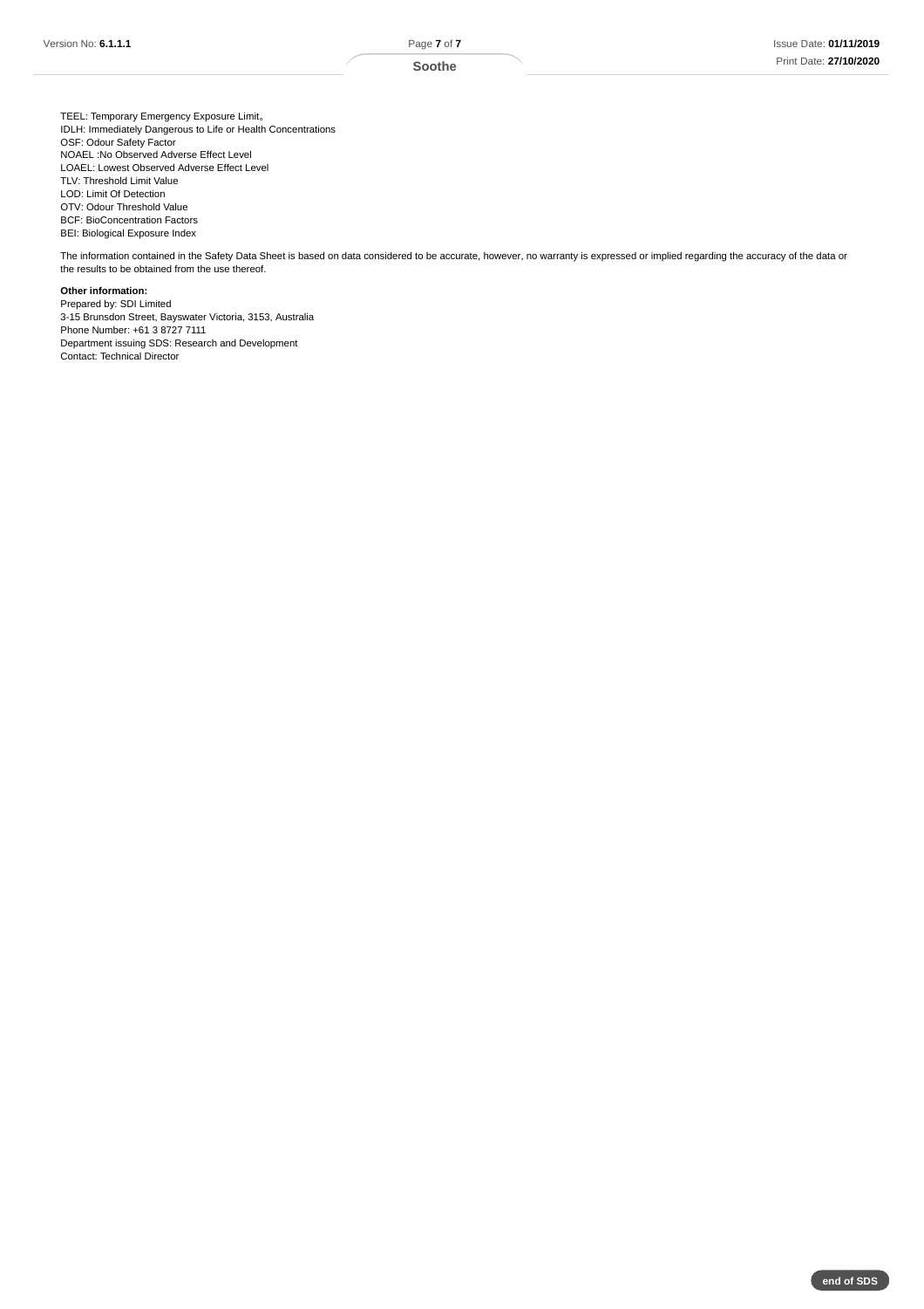TEEL: Temporary Emergency Exposure Limit。
IDLH: Immediately Dangerous to Life or Health Concentrations
OSF: Odour Safety Factor
NOAEL :No Observed Adverse Effect Level
LOAEL: Lowest Observed Adverse Effect Level
TLV: Threshold Limit Value
LOD: Limit Of Detection
OTV: Odour Threshold Value
BCF: BioConcentration Factors
BEI: Biological Exposure Index

The information contained in the Safety Data Sheet is based on data considered to be accurate, however, no warranty is expressed or implied regarding the accuracy of the data or the results to be obtained from the use thereof.

**Other information:**
Prepared by: SDI Limited
3-15 Brunsdon Street, Bayswater Victoria, 3153, Australia
Phone Number: +61 3 8727 7111
Department issuing SDS: Research and Development
Contact: Technical Director

**end of SDS**